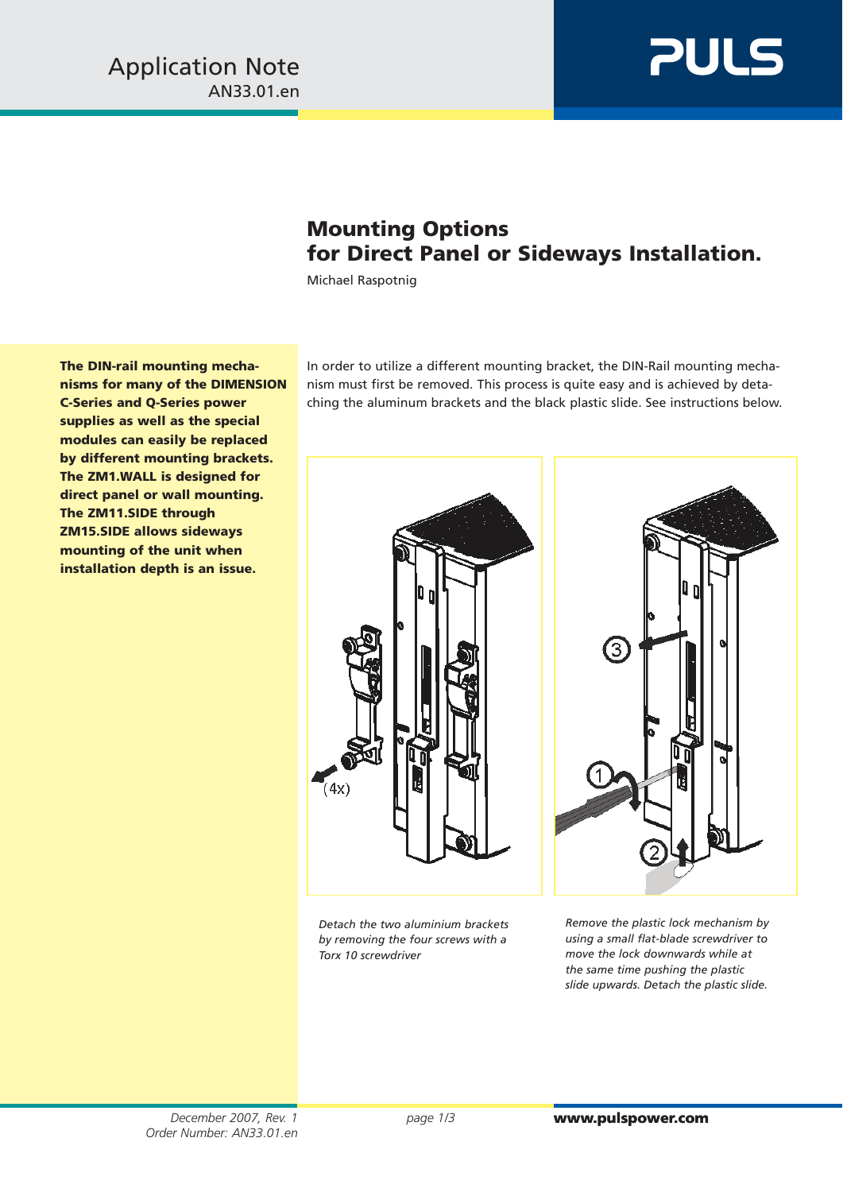Application Note
AN33.01.en

# Mounting Options for Direct Panel or Sideways Installation.

Michael Raspotnig

**The DIN-rail mounting mechanisms for many of the DIMENSION C-Series and Q-Series power supplies as well as the special modules can easily be replaced by different mounting brackets. The ZM1.WALL is designed for direct panel or wall mounting. The ZM11.SIDE through ZM15.SIDE allows sideways mounting of the unit when installation depth is an issue.**

In order to utilize a different mounting bracket, the DIN-Rail mounting mechanism must first be removed. This process is quite easy and is achieved by detaching the aluminum brackets and the black plastic slide. See instructions below.

*Detach the two aluminium brackets by removing the four screws with a Torx 10 screwdriver*

*Remove the plastic lock mechanism by using a small flat-blade screwdriver to move the lock downwards while at the same time pushing the plastic slide upwards. Detach the plastic slide.*

December 2007, Rev. 1
Order Number: AN33.01.en

**www.pulspower.com**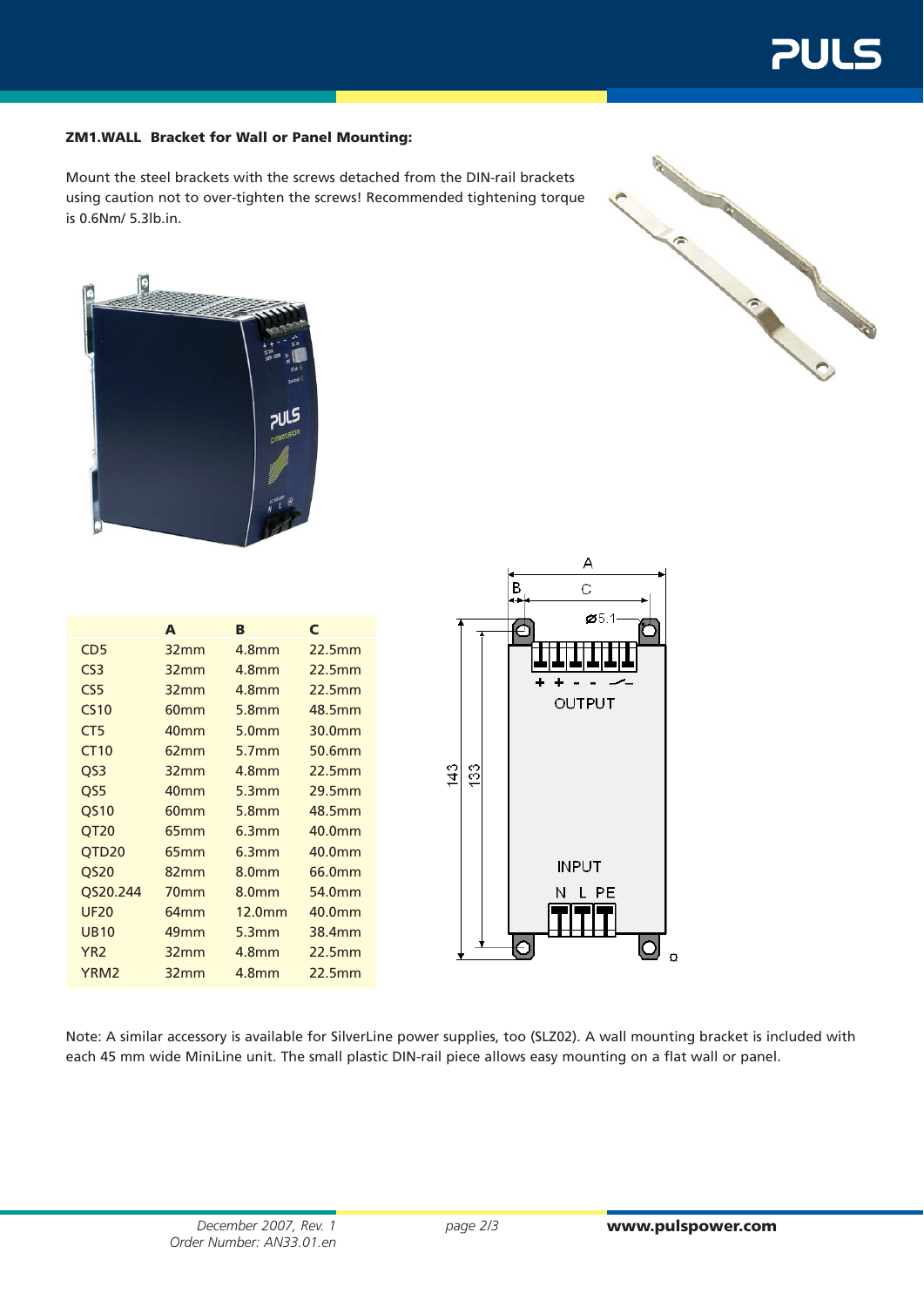**ZM1.WALL Bracket for Wall or Panel Mounting:**

Mount the steel brackets with the screws detached from the DIN-rail brackets using caution not to over-tighten the screws! Recommended tightening torque is 0.6Nm/ 5.3lb.in.

| | A | B | C |
|---|---|---|---|
| CD5 | 32mm | 4.8mm | 22.5mm |
| CS3 | 32mm | 4.8mm | 22.5mm |
| CS5 | 32mm | 4.8mm | 22.5mm |
| CS10 | 60mm | 5.8mm | 48.5mm |
| CT5 | 40mm | 5.0mm | 30.0mm |
| CT10 | 62mm | 5.7mm | 50.6mm |
| QS3 | 32mm | 4.8mm | 22.5mm |
| QS5 | 40mm | 5.3mm | 29.5mm |
| QS10 | 60mm | 5.8mm | 48.5mm |
| QT20 | 65mm | 6.3mm | 40.0mm |
| QTD20 | 65mm | 6.3mm | 40.0mm |
| QS20 | 82mm | 8.0mm | 66.0mm |
| QS20.244 | 70mm | 8.0mm | 54.0mm |
| UF20 | 64mm | 12.0mm | 40.0mm |
| UB10 | 49mm | 5.3mm | 38.4mm |
| YR2 | 32mm | 4.8mm | 22.5mm |
| YRM2 | 32mm | 4.8mm | 22.5mm |

Note: A similar accessory is available for SilverLine power supplies, too (SLZ02). A wall mounting bracket is included with each 45 mm wide MiniLine unit. The small plastic DIN-rail piece allows easy mounting on a flat wall or panel.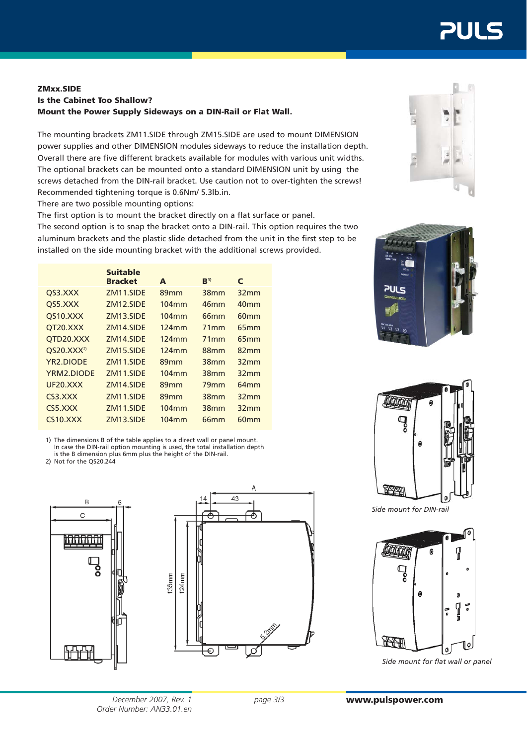**ZMxx.SIDE**
**Is the Cabinet Too Shallow?**
**Mount the Power Supply Sideways on a DIN-Rail or Flat Wall.**

The mounting brackets ZM11.SIDE through ZM15.SIDE are used to mount DIMENSION power supplies and other DIMENSION modules sideways to reduce the installation depth. Overall there are five different brackets available for modules with various unit widths. The optional brackets can be mounted onto a standard DIMENSION unit by using the screws detached from the DIN-rail bracket. Use caution not to over-tighten the screws! Recommended tightening torque is 0.6Nm/ 5.3lb.in.
There are two possible mounting options:
The first option is to mount the bracket directly on a flat surface or panel.
The second option is to snap the bracket onto a DIN-rail. This option requires the two aluminum brackets and the plastic slide detached from the unit in the first step to be installed on the side mounting bracket with the additional screws provided.

| | Suitable Bracket | A | B[1)] | C |
|---|---|---|---|---|
| QS3.XXX | ZM11.SIDE | 89mm | 38mm | 32mm |
| QS5.XXX | ZM12.SIDE | 104mm | 46mm | 40mm |
| QS10.XXX | ZM13.SIDE | 104mm | 66mm | 60mm |
| QT20.XXX | ZM14.SIDE | 124mm | 71mm | 65mm |
| QTD20.XXX | ZM14.SIDE | 124mm | 71mm | 65mm |
| QS20.XXX[2)] | ZM15.SIDE | 124mm | 88mm | 82mm |
| YR2.DIODE | ZM11.SIDE | 89mm | 38mm | 32mm |
| YRM2.DIODE | ZM11.SIDE | 104mm | 38mm | 32mm |
| UF20.XXX | ZM14.SIDE | 89mm | 79mm | 64mm |
| CS3.XXX | ZM11.SIDE | 89mm | 38mm | 32mm |
| CS5.XXX | ZM11.SIDE | 104mm | 38mm | 32mm |
| CS10.XXX | ZM13.SIDE | 104mm | 66mm | 60mm |

1) The dimensions B of the table applies to a direct wall or panel mount. In case the DIN-rail option mounting is used, the total installation depth is the B dimension plus 6mm plus the height of the DIN-rail.
2) Not for the QS20.244

B
6
C

A
14
43
135mm
124mm
5.2mm

*Side mount for DIN-rail*

*Side mount for flat wall or panel*

December 2007, Rev. 1
Order Number: AN33.01.en

**www.pulspower.com**